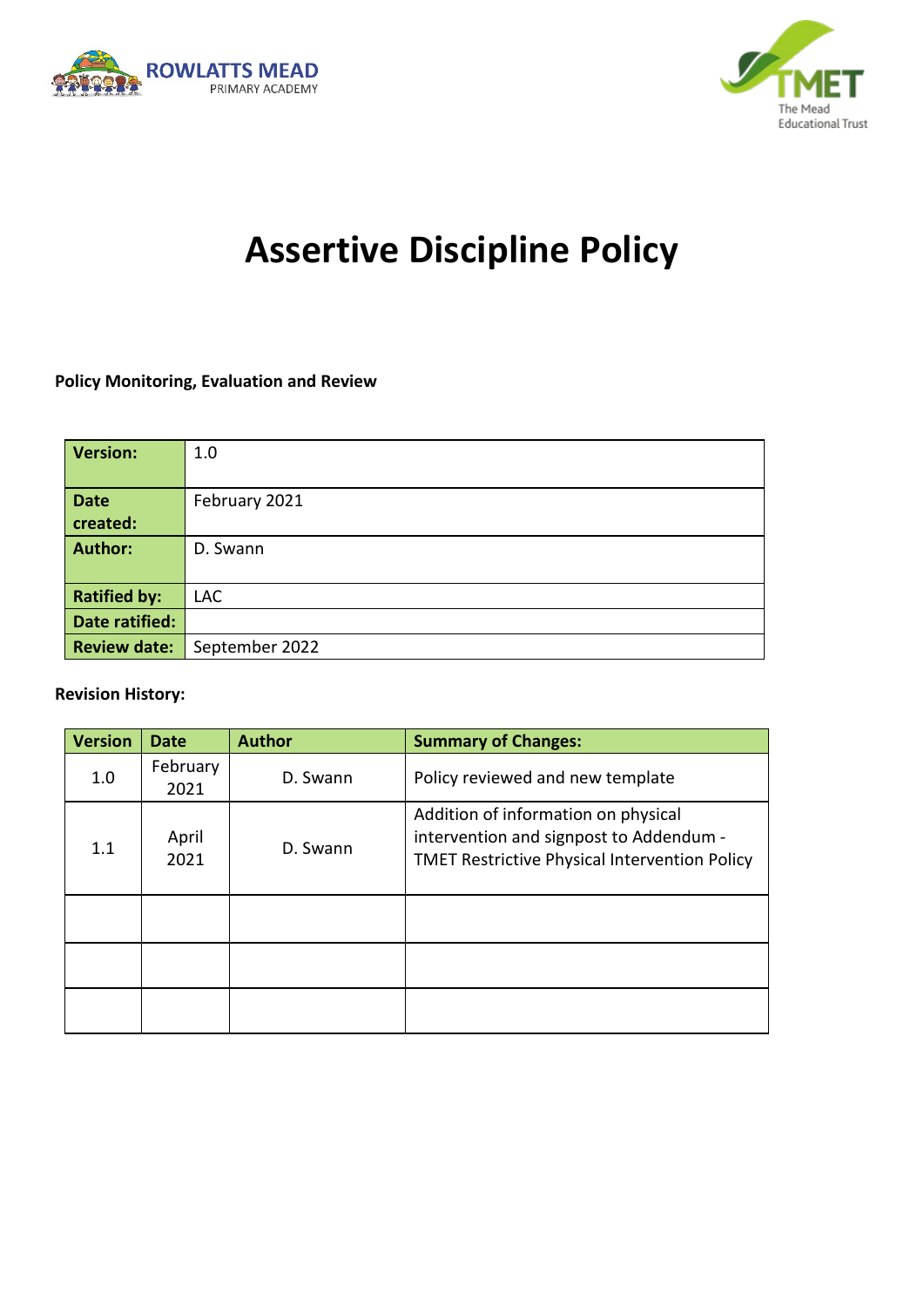ROWLATTS MEAD
PRIMARY ACADEMY

TMET
The Mead Educational Trust

# Assertive Discipline Policy

**Policy Monitoring, Evaluation and Review**

| **Version:** | 1.0 |
|---|---|
| **Date created:** | February 2021 |
| **Author:** | D. Swann |
| **Ratified by:** | LAC |
| **Date ratified:** | |
| **Review date:** | September 2022 |

**Revision History:**

| Version | Date | Author | Summary of Changes: |
|---|---|---|---|
| 1.0 | February 2021 | D. Swann | Policy reviewed and new template |
| 1.1 | April 2021 | D. Swann | Addition of information on physical intervention and signpost to Addendum - TMET Restrictive Physical Intervention Policy |
| | | | |
| | | | |
| | | | |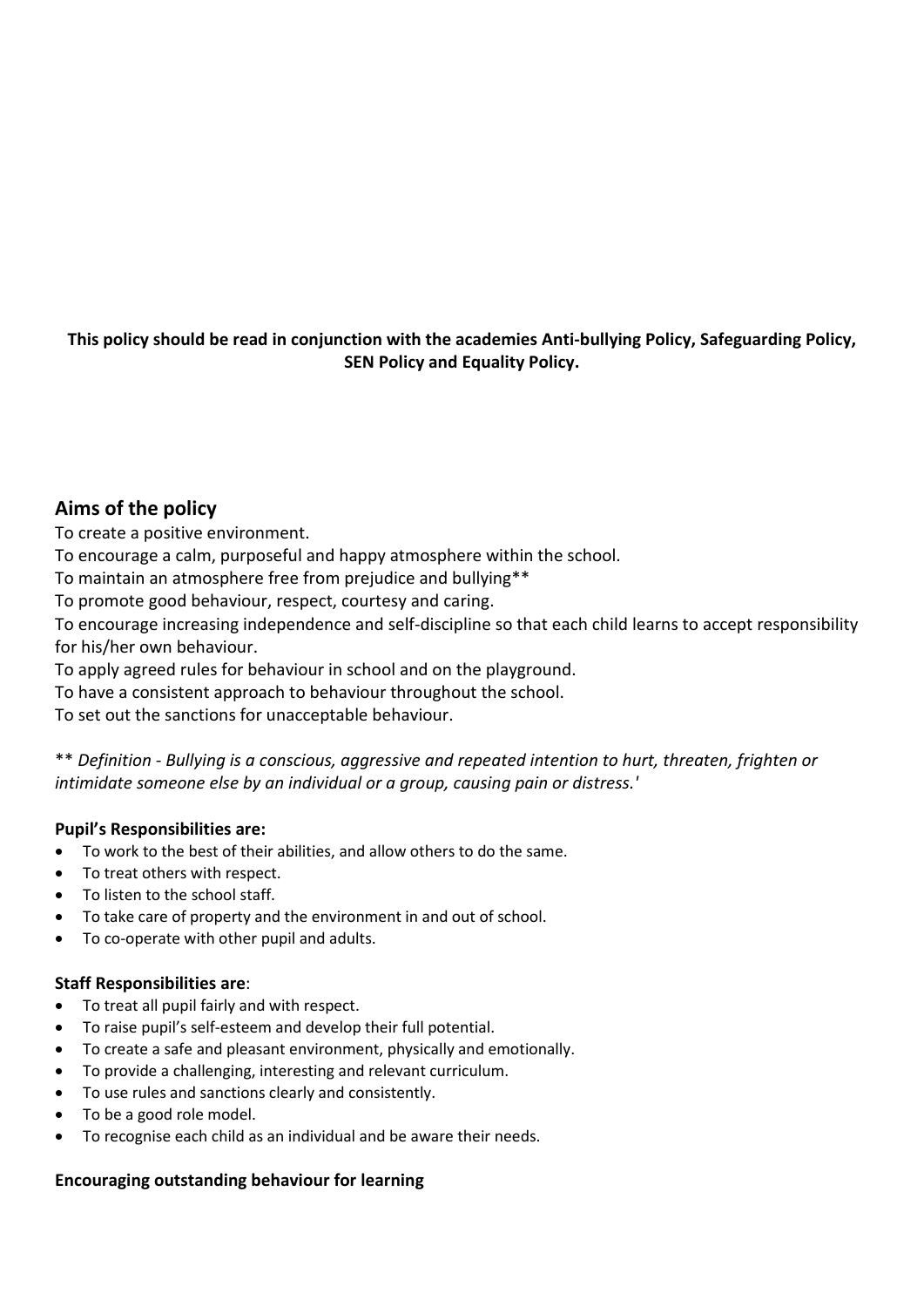**This policy should be read in conjunction with the academies Anti-bullying Policy, Safeguarding Policy, SEN Policy and Equality Policy.**

## Aims of the policy

To create a positive environment.
To encourage a calm, purposeful and happy atmosphere within the school.
To maintain an atmosphere free from prejudice and bullying**
To promote good behaviour, respect, courtesy and caring.
To encourage increasing independence and self-discipline so that each child learns to accept responsibility for his/her own behaviour.
To apply agreed rules for behaviour in school and on the playground.
To have a consistent approach to behaviour throughout the school.
To set out the sanctions for unacceptable behaviour.

** *Definition - Bullying is a conscious, aggressive and repeated intention to hurt, threaten, frighten or intimidate someone else by an individual or a group, causing pain or distress.'*

**Pupil's Responsibilities are:**

- To work to the best of their abilities, and allow others to do the same.
- To treat others with respect.
- To listen to the school staff.
- To take care of property and the environment in and out of school.
- To co-operate with other pupil and adults.

**Staff Responsibilities are**:

- To treat all pupil fairly and with respect.
- To raise pupil's self-esteem and develop their full potential.
- To create a safe and pleasant environment, physically and emotionally.
- To provide a challenging, interesting and relevant curriculum.
- To use rules and sanctions clearly and consistently.
- To be a good role model.
- To recognise each child as an individual and be aware their needs.

**Encouraging outstanding behaviour for learning**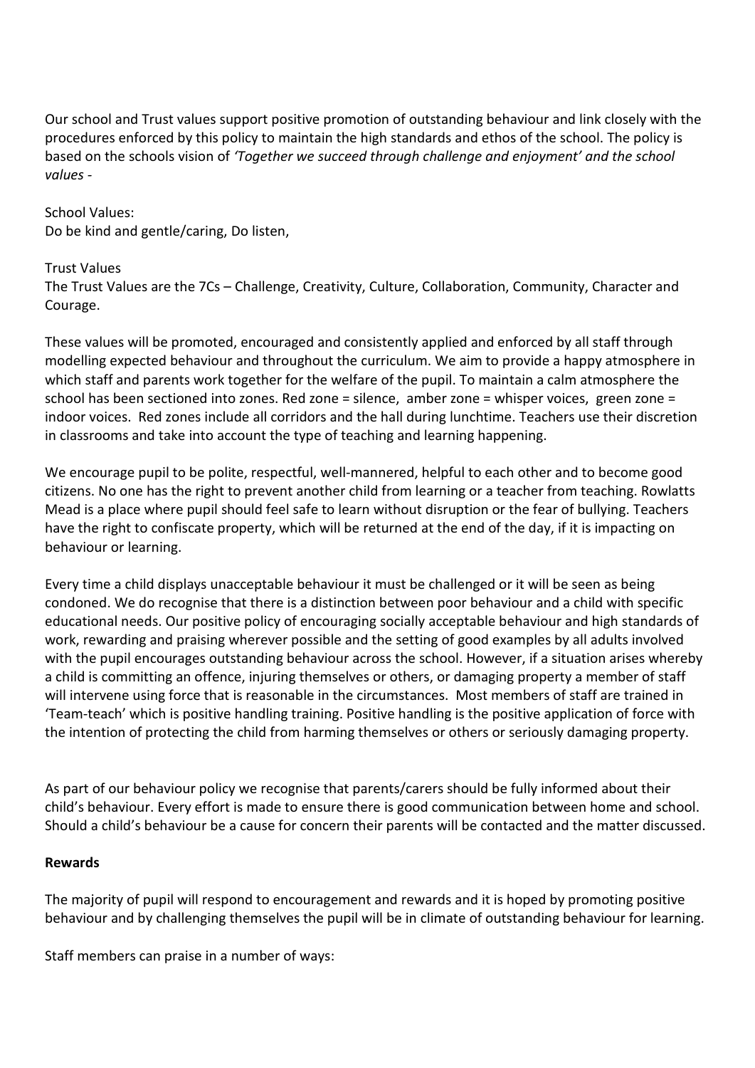Our school and Trust values support positive promotion of outstanding behaviour and link closely with the procedures enforced by this policy to maintain the high standards and ethos of the school. The policy is based on the schools vision of *'Together we succeed through challenge and enjoyment' and the school values -*

School Values:
Do be kind and gentle/caring, Do listen,

Trust Values
The Trust Values are the 7Cs – Challenge, Creativity, Culture, Collaboration, Community, Character and Courage.

These values will be promoted, encouraged and consistently applied and enforced by all staff through modelling expected behaviour and throughout the curriculum. We aim to provide a happy atmosphere in which staff and parents work together for the welfare of the pupil. To maintain a calm atmosphere the school has been sectioned into zones. Red zone = silence, amber zone = whisper voices, green zone = indoor voices. Red zones include all corridors and the hall during lunchtime. Teachers use their discretion in classrooms and take into account the type of teaching and learning happening.

We encourage pupil to be polite, respectful, well-mannered, helpful to each other and to become good citizens. No one has the right to prevent another child from learning or a teacher from teaching. Rowlatts Mead is a place where pupil should feel safe to learn without disruption or the fear of bullying. Teachers have the right to confiscate property, which will be returned at the end of the day, if it is impacting on behaviour or learning.

Every time a child displays unacceptable behaviour it must be challenged or it will be seen as being condoned. We do recognise that there is a distinction between poor behaviour and a child with specific educational needs. Our positive policy of encouraging socially acceptable behaviour and high standards of work, rewarding and praising wherever possible and the setting of good examples by all adults involved with the pupil encourages outstanding behaviour across the school. However, if a situation arises whereby a child is committing an offence, injuring themselves or others, or damaging property a member of staff will intervene using force that is reasonable in the circumstances. Most members of staff are trained in 'Team-teach' which is positive handling training. Positive handling is the positive application of force with the intention of protecting the child from harming themselves or others or seriously damaging property.

As part of our behaviour policy we recognise that parents/carers should be fully informed about their child's behaviour. Every effort is made to ensure there is good communication between home and school. Should a child's behaviour be a cause for concern their parents will be contacted and the matter discussed.

**Rewards**

The majority of pupil will respond to encouragement and rewards and it is hoped by promoting positive behaviour and by challenging themselves the pupil will be in climate of outstanding behaviour for learning.

Staff members can praise in a number of ways: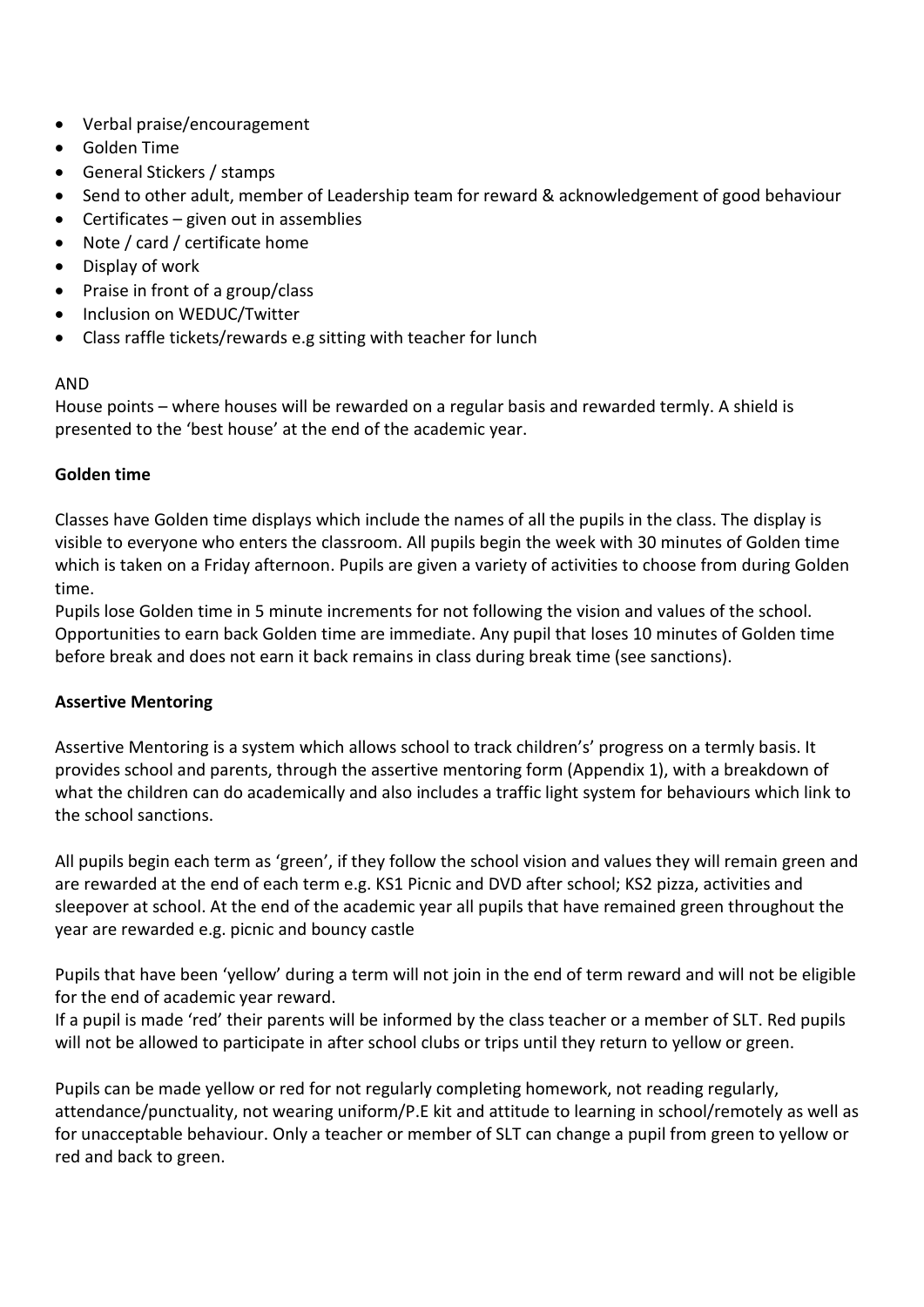- Verbal praise/encouragement
- Golden Time
- General Stickers / stamps
- Send to other adult, member of Leadership team for reward & acknowledgement of good behaviour
- Certificates – given out in assemblies
- Note / card / certificate home
- Display of work
- Praise in front of a group/class
- Inclusion on WEDUC/Twitter
- Class raffle tickets/rewards e.g sitting with teacher for lunch

AND

House points – where houses will be rewarded on a regular basis and rewarded termly. A shield is presented to the 'best house' at the end of the academic year.

**Golden time**

Classes have Golden time displays which include the names of all the pupils in the class. The display is visible to everyone who enters the classroom. All pupils begin the week with 30 minutes of Golden time which is taken on a Friday afternoon. Pupils are given a variety of activities to choose from during Golden time.

Pupils lose Golden time in 5 minute increments for not following the vision and values of the school. Opportunities to earn back Golden time are immediate. Any pupil that loses 10 minutes of Golden time before break and does not earn it back remains in class during break time (see sanctions).

**Assertive Mentoring**

Assertive Mentoring is a system which allows school to track children's' progress on a termly basis. It provides school and parents, through the assertive mentoring form (Appendix 1), with a breakdown of what the children can do academically and also includes a traffic light system for behaviours which link to the school sanctions.

All pupils begin each term as 'green', if they follow the school vision and values they will remain green and are rewarded at the end of each term e.g. KS1 Picnic and DVD after school; KS2 pizza, activities and sleepover at school. At the end of the academic year all pupils that have remained green throughout the year are rewarded e.g. picnic and bouncy castle

Pupils that have been 'yellow' during a term will not join in the end of term reward and will not be eligible for the end of academic year reward.

If a pupil is made 'red' their parents will be informed by the class teacher or a member of SLT. Red pupils will not be allowed to participate in after school clubs or trips until they return to yellow or green.

Pupils can be made yellow or red for not regularly completing homework, not reading regularly, attendance/punctuality, not wearing uniform/P.E kit and attitude to learning in school/remotely as well as for unacceptable behaviour. Only a teacher or member of SLT can change a pupil from green to yellow or red and back to green.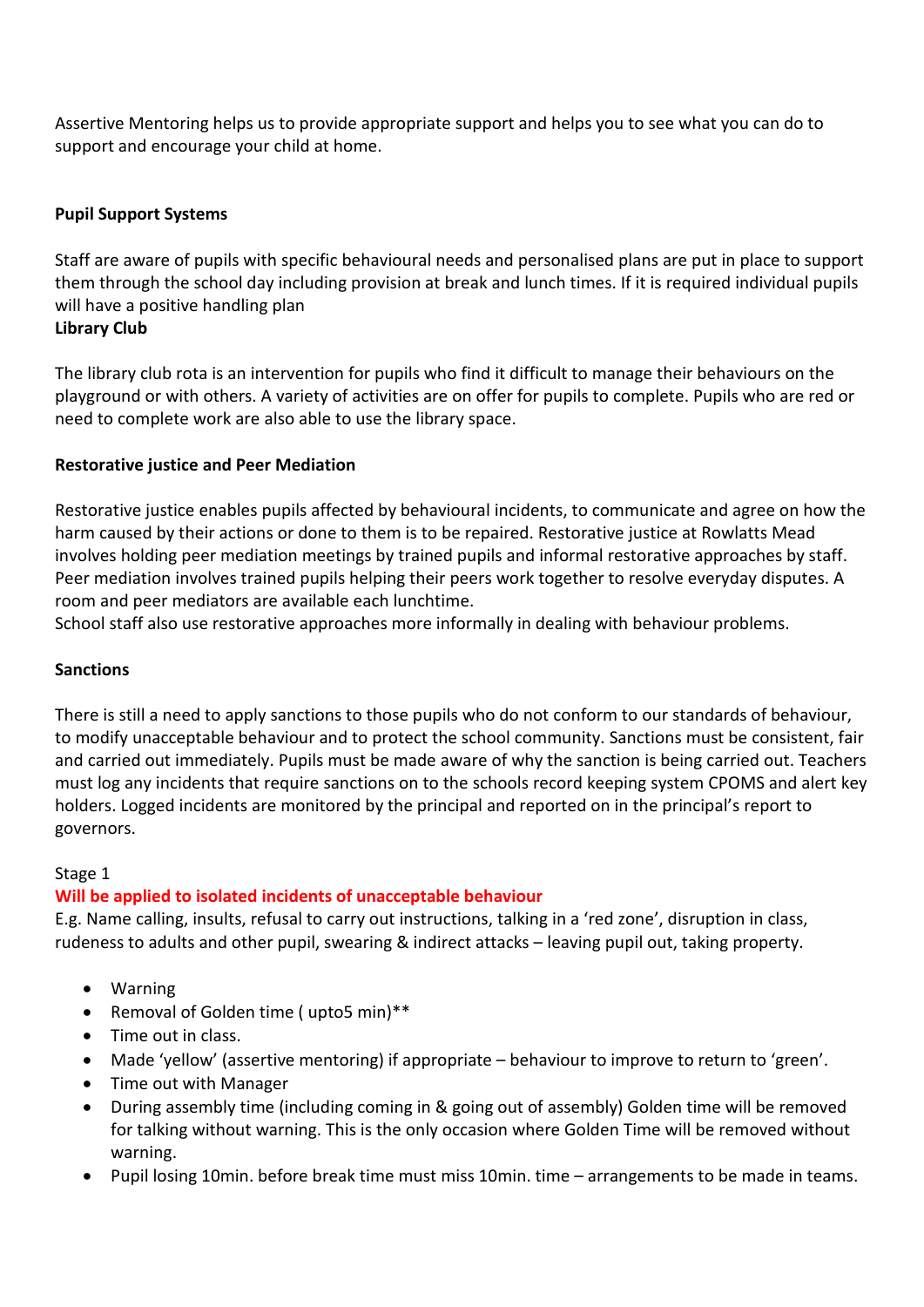Assertive Mentoring helps us to provide appropriate support and helps you to see what you can do to support and encourage your child at home.

**Pupil Support Systems**

Staff are aware of pupils with specific behavioural needs and personalised plans are put in place to support them through the school day including provision at break and lunch times. If it is required individual pupils will have a positive handling plan

**Library Club**

The library club rota is an intervention for pupils who find it difficult to manage their behaviours on the playground or with others. A variety of activities are on offer for pupils to complete. Pupils who are red or need to complete work are also able to use the library space.

**Restorative justice and Peer Mediation**

Restorative justice enables pupils affected by behavioural incidents, to communicate and agree on how the harm caused by their actions or done to them is to be repaired. Restorative justice at Rowlatts Mead involves holding peer mediation meetings by trained pupils and informal restorative approaches by staff. Peer mediation involves trained pupils helping their peers work together to resolve everyday disputes. A room and peer mediators are available each lunchtime.
School staff also use restorative approaches more informally in dealing with behaviour problems.

**Sanctions**

There is still a need to apply sanctions to those pupils who do not conform to our standards of behaviour, to modify unacceptable behaviour and to protect the school community. Sanctions must be consistent, fair and carried out immediately. Pupils must be made aware of why the sanction is being carried out. Teachers must log any incidents that require sanctions on to the schools record keeping system CPOMS and alert key holders. Logged incidents are monitored by the principal and reported on in the principal's report to governors.

Stage 1

**Will be applied to isolated incidents of unacceptable behaviour**

E.g. Name calling, insults, refusal to carry out instructions, talking in a 'red zone', disruption in class, rudeness to adults and other pupil, swearing & indirect attacks – leaving pupil out, taking property.

- Warning
- Removal of Golden time ( upto5 min)**
- Time out in class.
- Made 'yellow' (assertive mentoring) if appropriate – behaviour to improve to return to 'green'.
- Time out with Manager
- During assembly time (including coming in & going out of assembly) Golden time will be removed for talking without warning. This is the only occasion where Golden Time will be removed without warning.
- Pupil losing 10min. before break time must miss 10min. time – arrangements to be made in teams.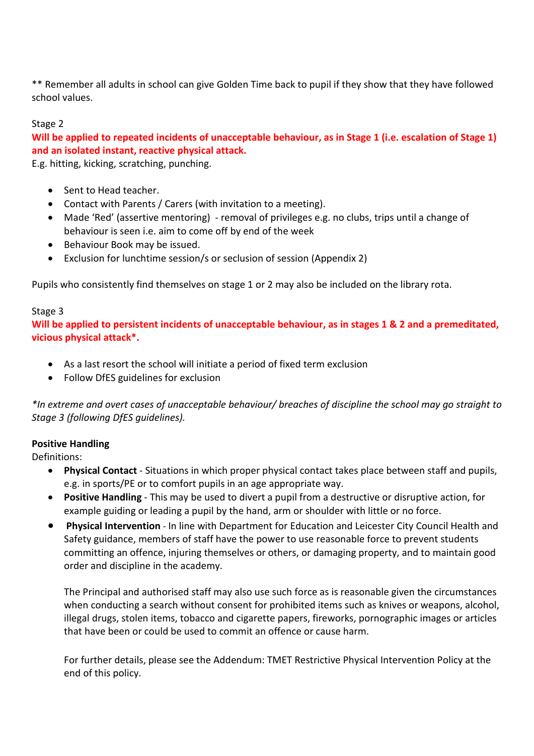** Remember all adults in school can give Golden Time back to pupil if they show that they have followed school values.

Stage 2

**Will be applied to repeated incidents of unacceptable behaviour, as in Stage 1 (i.e. escalation of Stage 1) and an isolated instant, reactive physical attack.**

E.g. hitting, kicking, scratching, punching.

- Sent to Head teacher.
- Contact with Parents / Carers (with invitation to a meeting).
- Made 'Red' (assertive mentoring) - removal of privileges e.g. no clubs, trips until a change of behaviour is seen i.e. aim to come off by end of the week
- Behaviour Book may be issued.
- Exclusion for lunchtime session/s or seclusion of session (Appendix 2)

Pupils who consistently find themselves on stage 1 or 2 may also be included on the library rota.

Stage 3

**Will be applied to persistent incidents of unacceptable behaviour, as in stages 1 & 2 and a premeditated, vicious physical attack*.**

- As a last resort the school will initiate a period of fixed term exclusion
- Follow DfES guidelines for exclusion

*\*In extreme and overt cases of unacceptable behaviour/ breaches of discipline the school may go straight to Stage 3 (following DfES guidelines).*

**Positive Handling**

Definitions:

- **Physical Contact** - Situations in which proper physical contact takes place between staff and pupils, e.g. in sports/PE or to comfort pupils in an age appropriate way.
- **Positive Handling** - This may be used to divert a pupil from a destructive or disruptive action, for example guiding or leading a pupil by the hand, arm or shoulder with little or no force.
- **Physical Intervention** - In line with Department for Education and Leicester City Council Health and Safety guidance, members of staff have the power to use reasonable force to prevent students committing an offence, injuring themselves or others, or damaging property, and to maintain good order and discipline in the academy.

  The Principal and authorised staff may also use such force as is reasonable given the circumstances when conducting a search without consent for prohibited items such as knives or weapons, alcohol, illegal drugs, stolen items, tobacco and cigarette papers, fireworks, pornographic images or articles that have been or could be used to commit an offence or cause harm.

  For further details, please see the Addendum: TMET Restrictive Physical Intervention Policy at the end of this policy.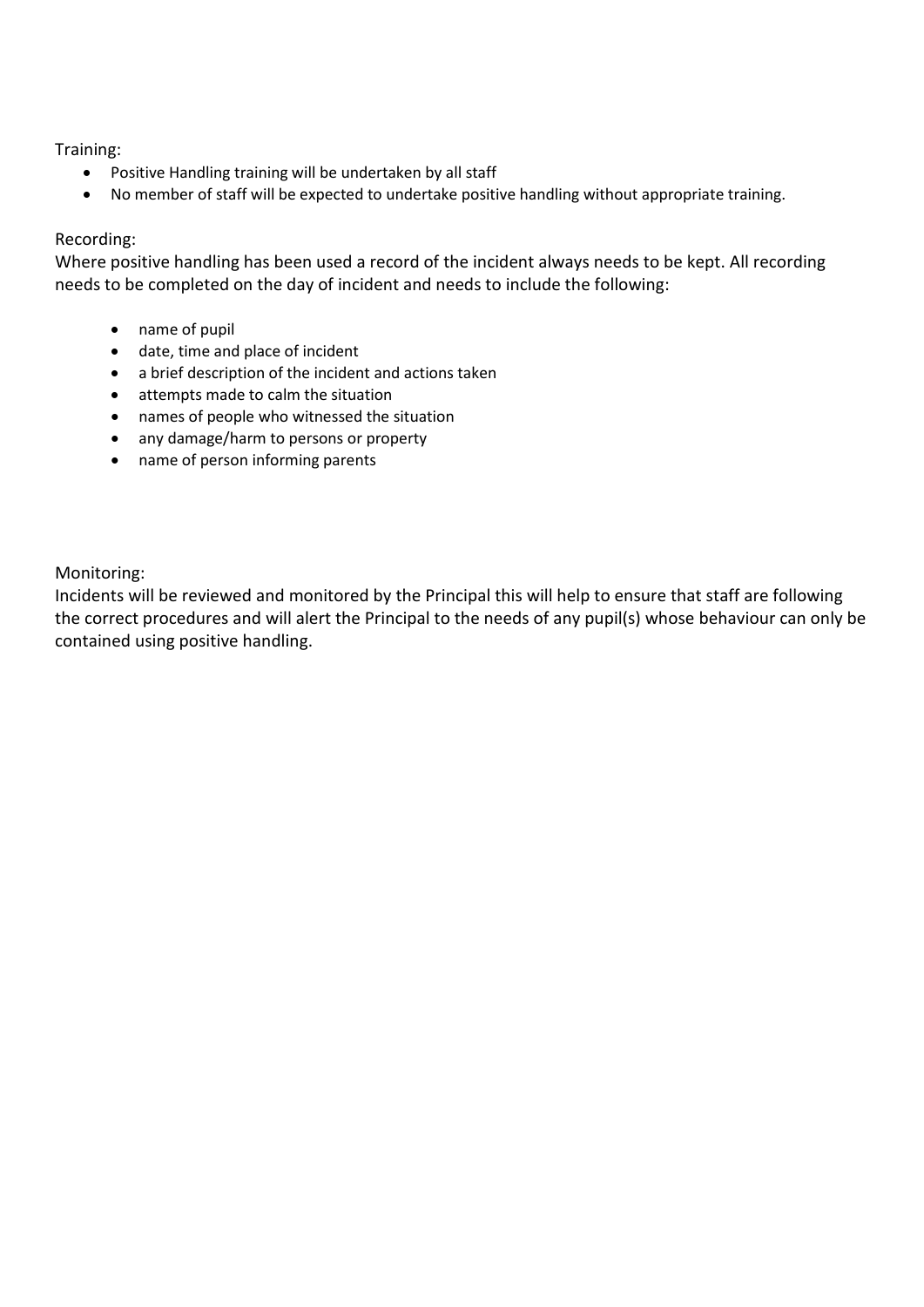Training:

- Positive Handling training will be undertaken by all staff
- No member of staff will be expected to undertake positive handling without appropriate training.

Recording:

Where positive handling has been used a record of the incident always needs to be kept. All recording needs to be completed on the day of incident and needs to include the following:

- name of pupil
- date, time and place of incident
- a brief description of the incident and actions taken
- attempts made to calm the situation
- names of people who witnessed the situation
- any damage/harm to persons or property
- name of person informing parents

Monitoring:

Incidents will be reviewed and monitored by the Principal this will help to ensure that staff are following the correct procedures and will alert the Principal to the needs of any pupil(s) whose behaviour can only be contained using positive handling.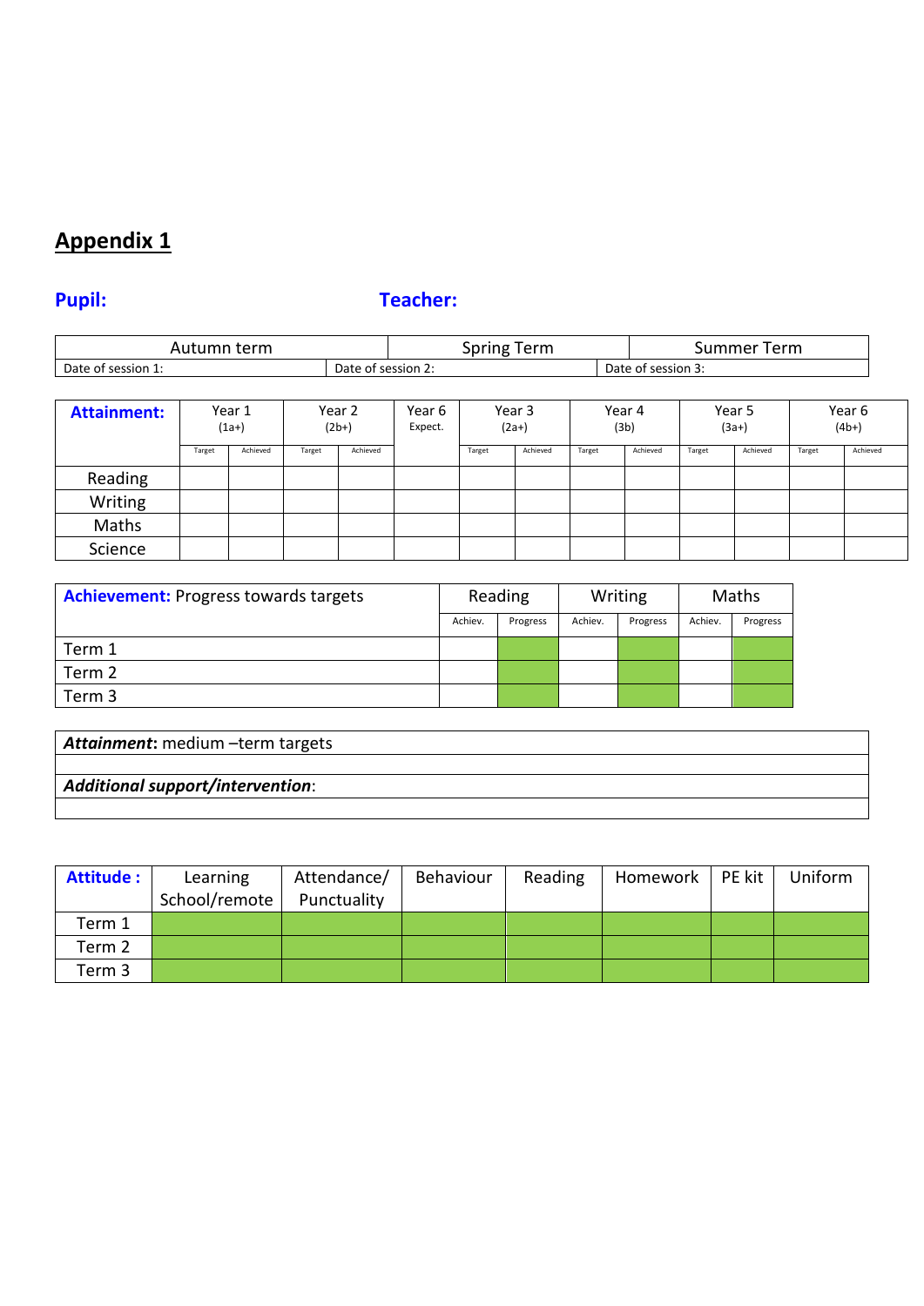## Appendix 1

**Pupil:** **Teacher:**

| Autumn term | | Spring Term | | Summer Term |
|---|---|---|---|---|
| Date of session 1: | | Date of session 2: | | Date of session 3: |

| **Attainment:** | Year 1 (1a+) | | Year 2 (2b+) | | Year 6 Expect. | Year 3 (2a+) | | Year 4 (3b) | | Year 5 (3a+) | | Year 6 (4b+) | |
|---|---|---|---|---|---|---|---|---|---|---|---|---|---|
| | Target | Achieved | Target | Achieved | | Target | Achieved | Target | Achieved | Target | Achieved | Target | Achieved |
| Reading | | | | | | | | | | | | | |
| Writing | | | | | | | | | | | | | |
| Maths | | | | | | | | | | | | | |
| Science | | | | | | | | | | | | | |

| **Achievement:** Progress towards targets | Reading | | Writing | | Maths | |
|---|---|---|---|---|---|---|
| | Achiev. | Progress | Achiev. | Progress | Achiev. | Progress |
| Term 1 | | | | | | |
| Term 2 | | | | | | |
| Term 3 | | | | | | |

| ***Attainment*:** medium –term targets |
|---|
| |
| ***Additional support/intervention*:** |
| |

| **Attitude :** | Learning School/remote | Attendance/ Punctuality | Behaviour | Reading | Homework | PE kit | Uniform |
|---|---|---|---|---|---|---|---|
| Term 1 | | | | | | | |
| Term 2 | | | | | | | |
| Term 3 | | | | | | | |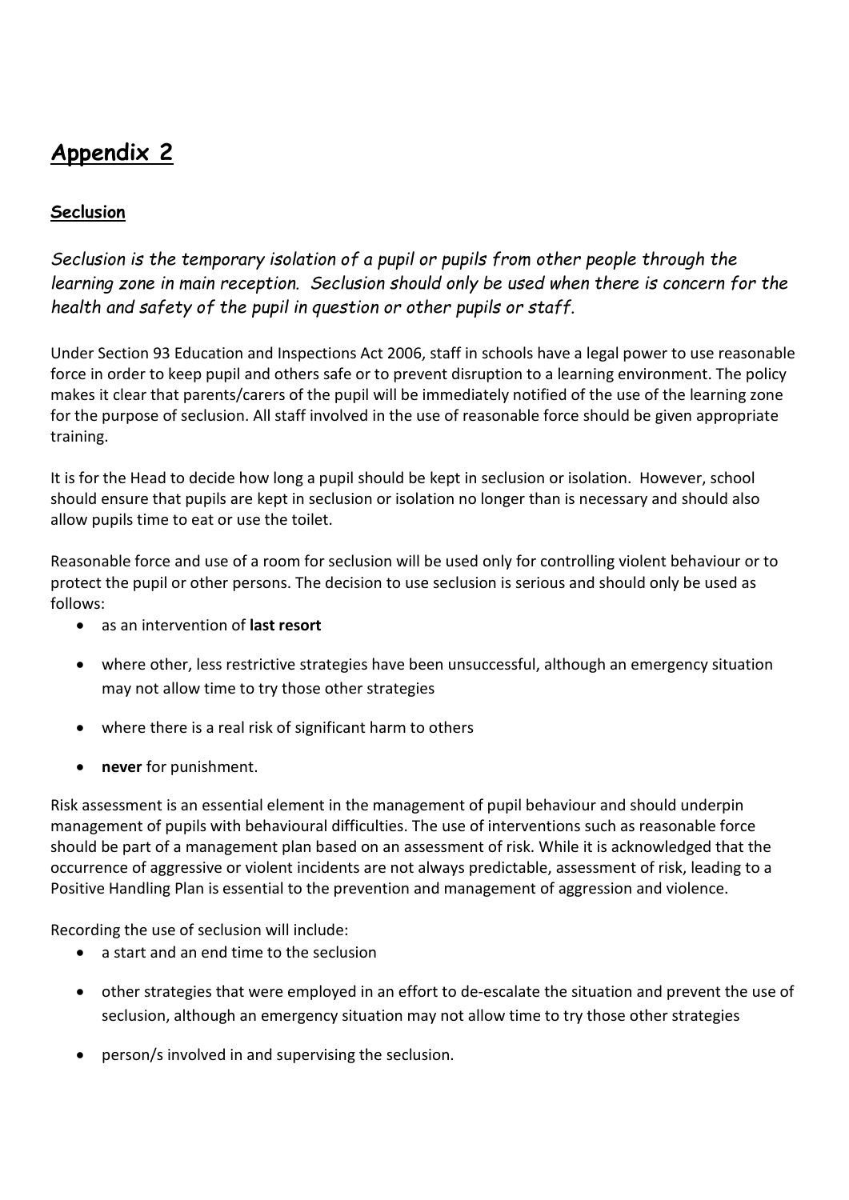# Appendix 2

## Seclusion

*Seclusion is the temporary isolation of a pupil or pupils from other people through the learning zone in main reception. Seclusion should only be used when there is concern for the health and safety of the pupil in question or other pupils or staff.*

Under Section 93 Education and Inspections Act 2006, staff in schools have a legal power to use reasonable force in order to keep pupil and others safe or to prevent disruption to a learning environment. The policy makes it clear that parents/carers of the pupil will be immediately notified of the use of the learning zone for the purpose of seclusion. All staff involved in the use of reasonable force should be given appropriate training.

It is for the Head to decide how long a pupil should be kept in seclusion or isolation. However, school should ensure that pupils are kept in seclusion or isolation no longer than is necessary and should also allow pupils time to eat or use the toilet.

Reasonable force and use of a room for seclusion will be used only for controlling violent behaviour or to protect the pupil or other persons. The decision to use seclusion is serious and should only be used as follows:

- as an intervention of **last resort**
- where other, less restrictive strategies have been unsuccessful, although an emergency situation may not allow time to try those other strategies
- where there is a real risk of significant harm to others
- **never** for punishment.

Risk assessment is an essential element in the management of pupil behaviour and should underpin management of pupils with behavioural difficulties. The use of interventions such as reasonable force should be part of a management plan based on an assessment of risk. While it is acknowledged that the occurrence of aggressive or violent incidents are not always predictable, assessment of risk, leading to a Positive Handling Plan is essential to the prevention and management of aggression and violence.

Recording the use of seclusion will include:

- a start and an end time to the seclusion
- other strategies that were employed in an effort to de-escalate the situation and prevent the use of seclusion, although an emergency situation may not allow time to try those other strategies
- person/s involved in and supervising the seclusion.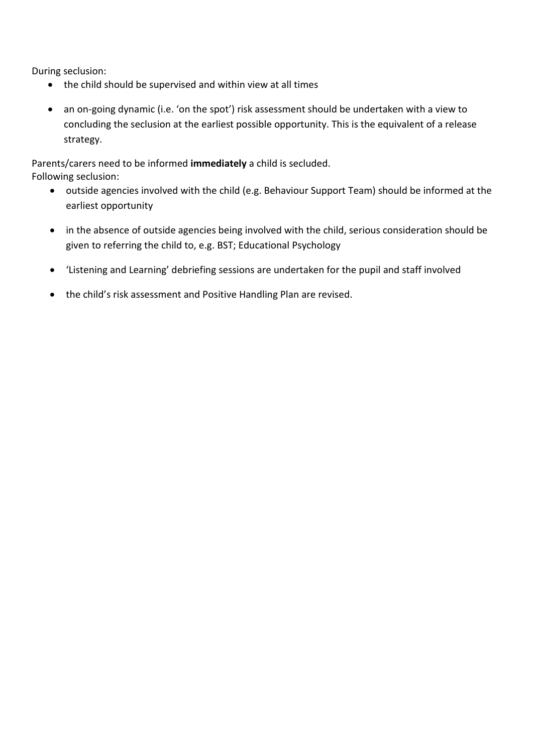During seclusion:

- the child should be supervised and within view at all times
- an on-going dynamic (i.e. 'on the spot') risk assessment should be undertaken with a view to concluding the seclusion at the earliest possible opportunity. This is the equivalent of a release strategy.

Parents/carers need to be informed **immediately** a child is secluded.
Following seclusion:

- outside agencies involved with the child (e.g. Behaviour Support Team) should be informed at the earliest opportunity
- in the absence of outside agencies being involved with the child, serious consideration should be given to referring the child to, e.g. BST; Educational Psychology
- 'Listening and Learning' debriefing sessions are undertaken for the pupil and staff involved
- the child's risk assessment and Positive Handling Plan are revised.